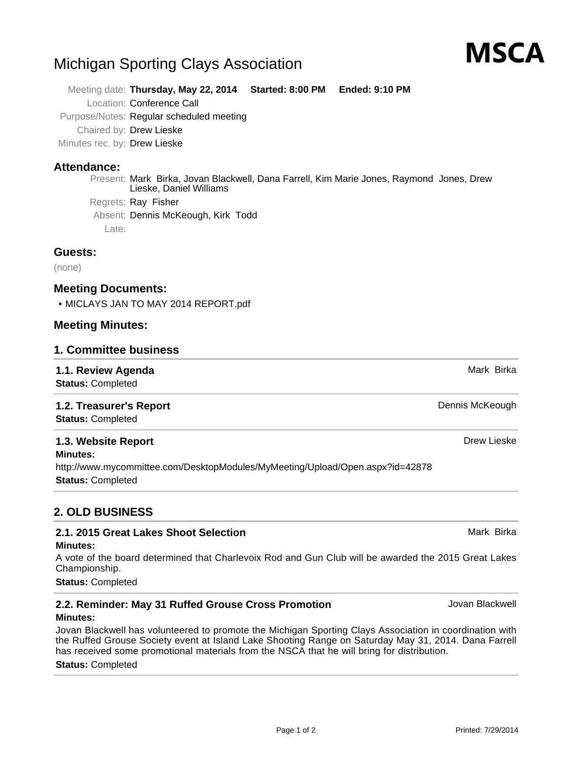# Michigan Sporting Clays Association

**MSCA**

Meeting date: **Thursday, May 22, 2014 Started: 8:00 PM Ended: 9:10 PM**
Location: Conference Call
Purpose/Notes: Regular scheduled meeting
Chaired by: Drew Lieske
Minutes rec. by: Drew Lieske

## Attendance:

Present: Mark Birka, Jovan Blackwell, Dana Farrell, Kim Marie Jones, Raymond Jones, Drew Lieske, Daniel Williams
Regrets: Ray Fisher
Absent: Dennis McKeough, Kirk Todd
Late:

## Guests:

(none)

## Meeting Documents:

- MICLAYS JAN TO MAY 2014 REPORT.pdf

## Meeting Minutes:

## 1. Committee business

### 1.1. Review Agenda — Mark Birka

**Status:** Completed

### 1.2. Treasurer's Report — Dennis McKeough

**Status:** Completed

### 1.3. Website Report — Drew Lieske

**Minutes:**

http://www.mycommittee.com/DesktopModules/MyMeeting/Upload/Open.aspx?id=42878

**Status:** Completed

## 2. OLD BUSINESS

### 2.1. 2015 Great Lakes Shoot Selection — Mark Birka

**Minutes:**

A vote of the board determined that Charlevoix Rod and Gun Club will be awarded the 2015 Great Lakes Championship.

**Status:** Completed

### 2.2. Reminder: May 31 Ruffed Grouse Cross Promotion — Jovan Blackwell

**Minutes:**

Jovan Blackwell has volunteered to promote the Michigan Sporting Clays Association in coordination with the Ruffed Grouse Society event at Island Lake Shooting Range on Saturday May 31, 2014. Dana Farrell has received some promotional materials from the NSCA that he will bring for distribution.

**Status:** Completed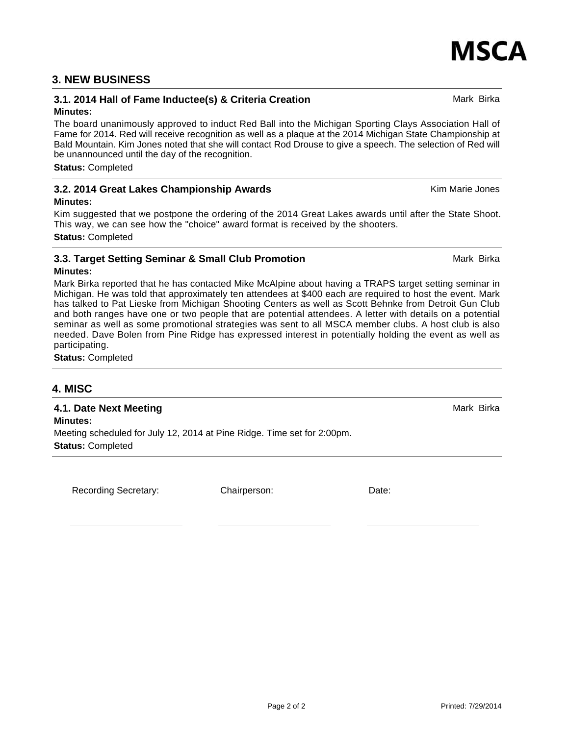# MSCA

## 3. NEW BUSINESS

### 3.1. 2014 Hall of Fame Inductee(s) & Criteria Creation

Mark Birka

**Minutes:**

The board unanimously approved to induct Red Ball into the Michigan Sporting Clays Association Hall of Fame for 2014. Red will receive recognition as well as a plaque at the 2014 Michigan State Championship at Bald Mountain. Kim Jones noted that she will contact Rod Drouse to give a speech. The selection of Red will be unannounced until the day of the recognition.

**Status:** Completed

### 3.2. 2014 Great Lakes Championship Awards

Kim Marie Jones

**Minutes:**

Kim suggested that we postpone the ordering of the 2014 Great Lakes awards until after the State Shoot. This way, we can see how the "choice" award format is received by the shooters.

**Status:** Completed

### 3.3. Target Setting Seminar & Small Club Promotion

Mark Birka

**Minutes:**

Mark Birka reported that he has contacted Mike McAlpine about having a TRAPS target setting seminar in Michigan. He was told that approximately ten attendees at $400 each are required to host the event. Mark has talked to Pat Lieske from Michigan Shooting Centers as well as Scott Behnke from Detroit Gun Club and both ranges have one or two people that are potential attendees. A letter with details on a potential seminar as well as some promotional strategies was sent to all MSCA member clubs. A host club is also needed. Dave Bolen from Pine Ridge has expressed interest in potentially holding the event as well as participating.

**Status:** Completed

## 4. MISC

### 4.1. Date Next Meeting

Mark Birka

**Minutes:**

Meeting scheduled for July 12, 2014 at Pine Ridge. Time set for 2:00pm.

**Status:** Completed

Recording Secretary: ______________________

Chairperson: ______________________

Date: ______________________